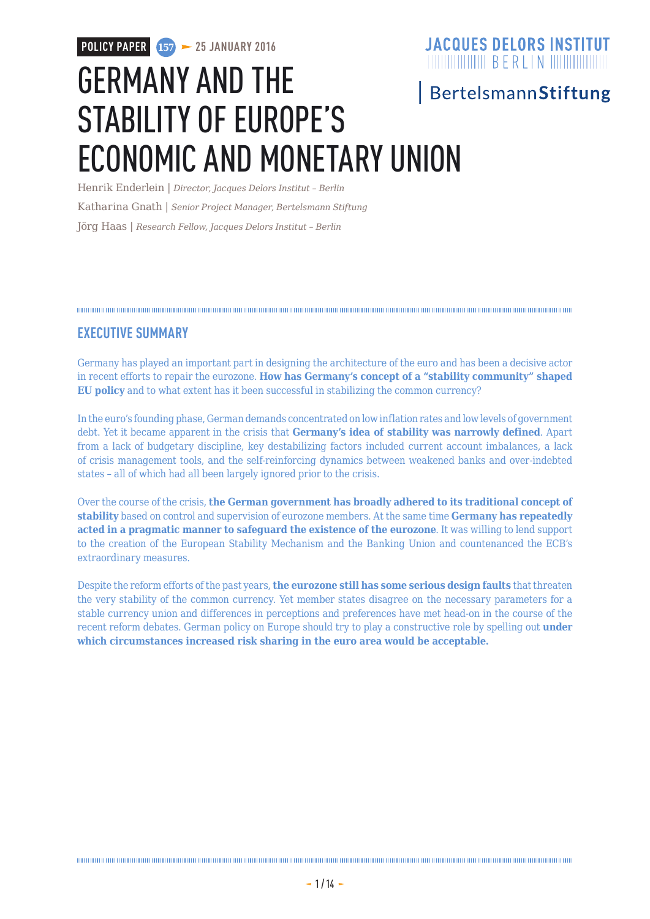POLICY PAPER 157 ► 25 JANUARY 2016

JACQUES DELORS INSTITUT BERLIN

BertelsmannStiftung

# GERMANY AND THE STABILITY OF EUROPE'S ECONOMIC AND MONETARY UNION

Henrik Enderlein | *Director, Jacques Delors Institut – Berlin*

Katharina Gnath | *Senior Project Manager, Bertelsmann Stiftung*

Jörg Haas | *Research Fellow, Jacques Delors Institut – Berlin*

## EXECUTIVE SUMMARY

Germany has played an important part in designing the architecture of the euro and has been a decisive actor in recent efforts to repair the eurozone. **How has Germany's concept of a "stability community" shaped EU policy** and to what extent has it been successful in stabilizing the common currency?

In the euro's founding phase, German demands concentrated on low inflation rates and low levels of government debt. Yet it became apparent in the crisis that **Germany's idea of stability was narrowly defined**. Apart from a lack of budgetary discipline, key destabilizing factors included current account imbalances, a lack of crisis management tools, and the self-reinforcing dynamics between weakened banks and over-indebted states – all of which had all been largely ignored prior to the crisis.

Over the course of the crisis, **the German government has broadly adhered to its traditional concept of stability** based on control and supervision of eurozone members. At the same time **Germany has repeatedly acted in a pragmatic manner to safeguard the existence of the eurozone**. It was willing to lend support to the creation of the European Stability Mechanism and the Banking Union and countenanced the ECB's extraordinary measures.

Despite the reform efforts of the past years, **the eurozone still has some serious design faults** that threaten the very stability of the common currency. Yet member states disagree on the necessary parameters for a stable currency union and differences in perceptions and preferences have met head-on in the course of the recent reform debates. German policy on Europe should try to play a constructive role by spelling out **under which circumstances increased risk sharing in the euro area would be acceptable.**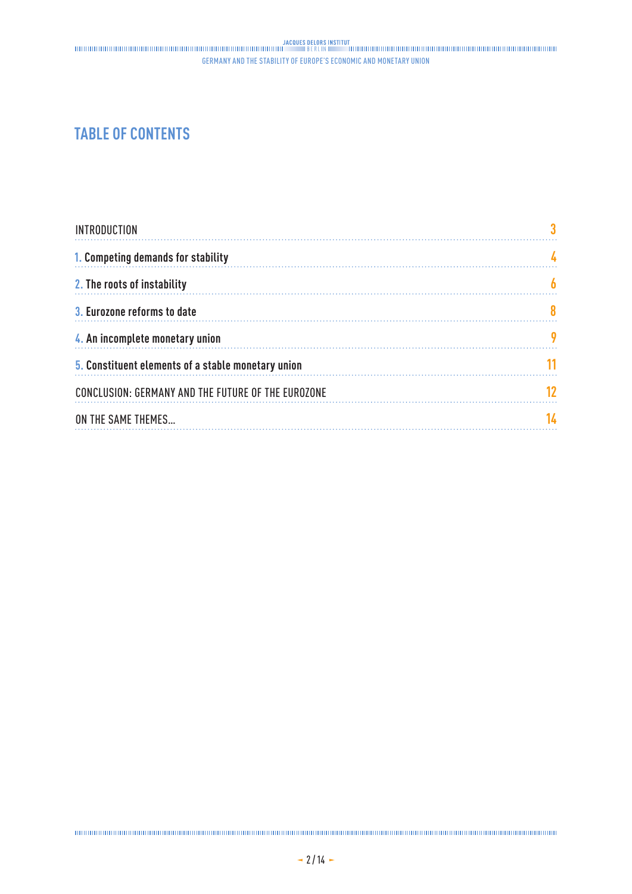# TABLE OF CONTENTS

| | |
|---|---|
| INTRODUCTION | 3 |
| 1. Competing demands for stability | 4 |
| 2. The roots of instability | 6 |
| 3. Eurozone reforms to date | 8 |
| 4. An incomplete monetary union | 9 |
| 5. Constituent elements of a stable monetary union | 11 |
| CONCLUSION: GERMANY AND THE FUTURE OF THE EUROZONE | 12 |
| ON THE SAME THEMES... | 14 |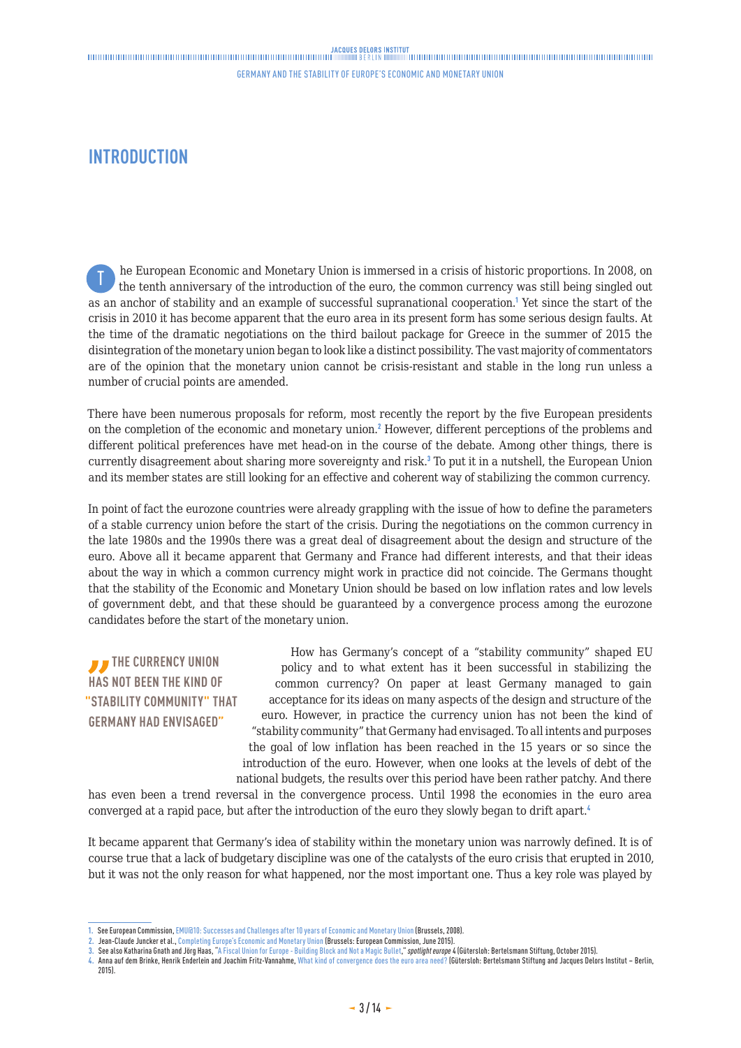## INTRODUCTION

The European Economic and Monetary Union is immersed in a crisis of historic proportions. In 2008, on the tenth anniversary of the introduction of the euro, the common currency was still being singled out as an anchor of stability and an example of successful supranational cooperation.[1] Yet since the start of the crisis in 2010 it has become apparent that the euro area in its present form has some serious design faults. At the time of the dramatic negotiations on the third bailout package for Greece in the summer of 2015 the disintegration of the monetary union began to look like a distinct possibility. The vast majority of commentators are of the opinion that the monetary union cannot be crisis-resistant and stable in the long run unless a number of crucial points are amended.

There have been numerous proposals for reform, most recently the report by the five European presidents on the completion of the economic and monetary union.[2] However, different perceptions of the problems and different political preferences have met head-on in the course of the debate. Among other things, there is currently disagreement about sharing more sovereignty and risk.[3] To put it in a nutshell, the European Union and its member states are still looking for an effective and coherent way of stabilizing the common currency.

In point of fact the eurozone countries were already grappling with the issue of how to define the parameters of a stable currency union before the start of the crisis. During the negotiations on the common currency in the late 1980s and the 1990s there was a great deal of disagreement about the design and structure of the euro. Above all it became apparent that Germany and France had different interests, and that their ideas about the way in which a common currency might work in practice did not coincide. The Germans thought that the stability of the Economic and Monetary Union should be based on low inflation rates and low levels of government debt, and that these should be guaranteed by a convergence process among the eurozone candidates before the start of the monetary union.

> **"THE CURRENCY UNION HAS NOT BEEN THE KIND OF "STABILITY COMMUNITY" THAT GERMANY HAD ENVISAGED"**

How has Germany's concept of a "stability community" shaped EU policy and to what extent has it been successful in stabilizing the common currency? On paper at least Germany managed to gain acceptance for its ideas on many aspects of the design and structure of the euro. However, in practice the currency union has not been the kind of "stability community" that Germany had envisaged. To all intents and purposes the goal of low inflation has been reached in the 15 years or so since the introduction of the euro. However, when one looks at the levels of debt of the national budgets, the results over this period have been rather patchy. And there has even been a trend reversal in the convergence process. Until 1998 the economies in the euro area converged at a rapid pace, but after the introduction of the euro they slowly began to drift apart.[4]

It became apparent that Germany's idea of stability within the monetary union was narrowly defined. It is of course true that a lack of budgetary discipline was one of the catalysts of the euro crisis that erupted in 2010, but it was not the only reason for what happened, nor the most important one. Thus a key role was played by

---

1. See European Commission, EMU@10: Successes and Challenges after 10 years of Economic and Monetary Union (Brussels, 2008).
2. Jean-Claude Juncker et al., Completing Europe's Economic and Monetary Union (Brussels: European Commission, June 2015).
3. See also Katharina Gnath and Jörg Haas, "A Fiscal Union for Europe - Building Block and Not a Magic Bullet," *spotlight europe* 4 (Gütersloh: Bertelsmann Stiftung, October 2015).
4. Anna auf dem Brinke, Henrik Enderlein and Joachim Fritz-Vannahme, What kind of convergence does the euro area need? (Gütersloh: Bertelsmann Stiftung and Jacques Delors Institut – Berlin, 2015).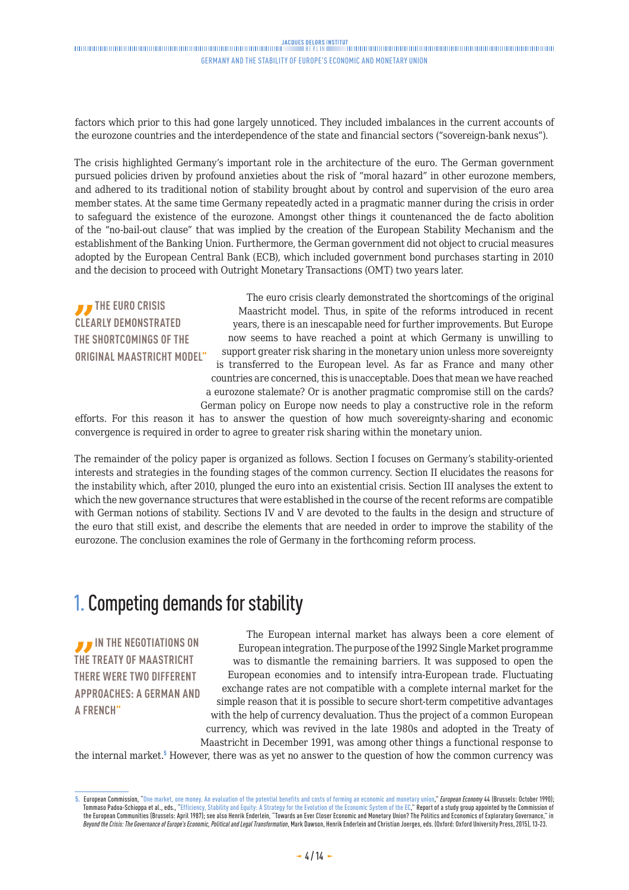factors which prior to this had gone largely unnoticed. They included imbalances in the current accounts of the eurozone countries and the interdependence of the state and financial sectors ("sovereign-bank nexus").

The crisis highlighted Germany's important role in the architecture of the euro. The German government pursued policies driven by profound anxieties about the risk of "moral hazard" in other eurozone members, and adhered to its traditional notion of stability brought about by control and supervision of the euro area member states. At the same time Germany repeatedly acted in a pragmatic manner during the crisis in order to safeguard the existence of the eurozone. Amongst other things it countenanced the de facto abolition of the "no-bail-out clause" that was implied by the creation of the European Stability Mechanism and the establishment of the Banking Union. Furthermore, the German government did not object to crucial measures adopted by the European Central Bank (ECB), which included government bond purchases starting in 2010 and the decision to proceed with Outright Monetary Transactions (OMT) two years later.

> "THE EURO CRISIS CLEARLY DEMONSTRATED THE SHORTCOMINGS OF THE ORIGINAL MAASTRICHT MODEL"

The euro crisis clearly demonstrated the shortcomings of the original Maastricht model. Thus, in spite of the reforms introduced in recent years, there is an inescapable need for further improvements. But Europe now seems to have reached a point at which Germany is unwilling to support greater risk sharing in the monetary union unless more sovereignty is transferred to the European level. As far as France and many other countries are concerned, this is unacceptable. Does that mean we have reached a eurozone stalemate? Or is another pragmatic compromise still on the cards? German policy on Europe now needs to play a constructive role in the reform efforts. For this reason it has to answer the question of how much sovereignty-sharing and economic convergence is required in order to agree to greater risk sharing within the monetary union.

The remainder of the policy paper is organized as follows. Section I focuses on Germany's stability-oriented interests and strategies in the founding stages of the common currency. Section II elucidates the reasons for the instability which, after 2010, plunged the euro into an existential crisis. Section III analyses the extent to which the new governance structures that were established in the course of the recent reforms are compatible with German notions of stability. Sections IV and V are devoted to the faults in the design and structure of the euro that still exist, and describe the elements that are needed in order to improve the stability of the eurozone. The conclusion examines the role of Germany in the forthcoming reform process.

# 1. Competing demands for stability

> "IN THE NEGOTIATIONS ON THE TREATY OF MAASTRICHT THERE WERE TWO DIFFERENT APPROACHES: A GERMAN AND A FRENCH"

The European internal market has always been a core element of European integration. The purpose of the 1992 Single Market programme was to dismantle the remaining barriers. It was supposed to open the European economies and to intensify intra-European trade. Fluctuating exchange rates are not compatible with a complete internal market for the simple reason that it is possible to secure short-term competitive advantages with the help of currency devaluation. Thus the project of a common European currency, which was revived in the late 1980s and adopted in the Treaty of Maastricht in December 1991, was among other things a functional response to the internal market.[5] However, there was as yet no answer to the question of how the common currency was

---

5. European Commission, "One market, one money. An evaluation of the potential benefits and costs of forming an economic and monetary union," *European Economy* 44 (Brussels: October 1990); Tommaso Padoa-Schioppa et al., eds., "Efficiency, Stability and Equity: A Strategy for the Evolution of the Economic System of the EC," Report of a study group appointed by the Commission of the European Communities (Brussels: April 1987); see also Henrik Enderlein, "Towards an Ever Closer Economic and Monetary Union? The Politics and Economics of Exploratory Governance," in *Beyond the Crisis: The Governance of Europe's Economic, Political and Legal Transformation*, Mark Dawson, Henrik Enderlein and Christian Joerges, eds. (Oxford: Oxford University Press, 2015), 13-23.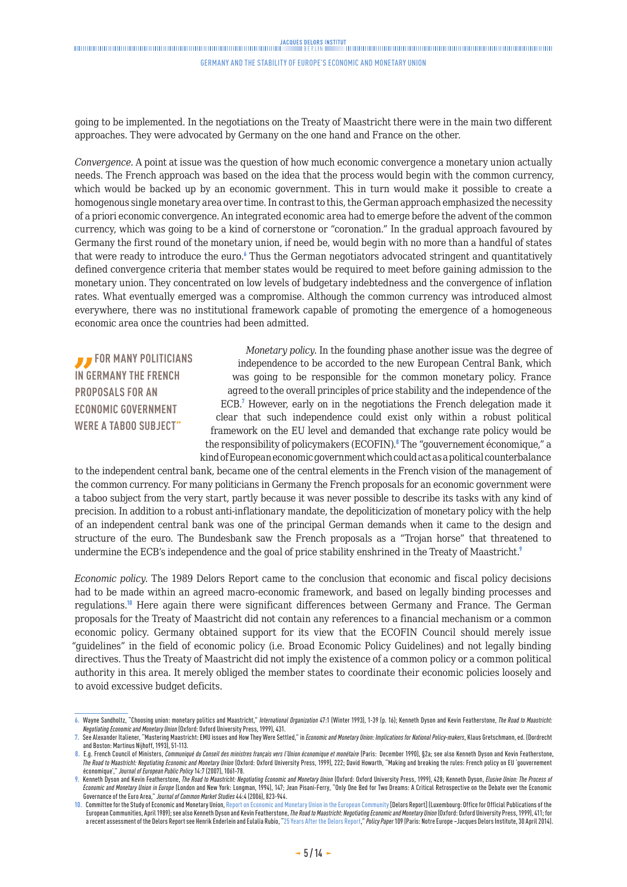going to be implemented. In the negotiations on the Treaty of Maastricht there were in the main two different approaches. They were advocated by Germany on the one hand and France on the other.

*Convergence*. A point at issue was the question of how much economic convergence a monetary union actually needs. The French approach was based on the idea that the process would begin with the common currency, which would be backed up by an economic government. This in turn would make it possible to create a homogenous single monetary area over time. In contrast to this, the German approach emphasized the necessity of a priori economic convergence. An integrated economic area had to emerge before the advent of the common currency, which was going to be a kind of cornerstone or "coronation." In the gradual approach favoured by Germany the first round of the monetary union, if need be, would begin with no more than a handful of states that were ready to introduce the euro.[6] Thus the German negotiators advocated stringent and quantitatively defined convergence criteria that member states would be required to meet before gaining admission to the monetary union. They concentrated on low levels of budgetary indebtedness and the convergence of inflation rates. What eventually emerged was a compromise. Although the common currency was introduced almost everywhere, there was no institutional framework capable of promoting the emergence of a homogeneous economic area once the countries had been admitted.

> **"FOR MANY POLITICIANS IN GERMANY THE FRENCH PROPOSALS FOR AN ECONOMIC GOVERNMENT WERE A TABOO SUBJECT"**

*Monetary policy*. In the founding phase another issue was the degree of independence to be accorded to the new European Central Bank, which was going to be responsible for the common monetary policy. France agreed to the overall principles of price stability and the independence of the ECB.[7] However, early on in the negotiations the French delegation made it clear that such independence could exist only within a robust political framework on the EU level and demanded that exchange rate policy would be the responsibility of policymakers (ECOFIN).[8] The "gouvernement économique," a kind of European economic government which could act as a political counterbalance to the independent central bank, became one of the central elements in the French vision of the management of the common currency. For many politicians in Germany the French proposals for an economic government were a taboo subject from the very start, partly because it was never possible to describe its tasks with any kind of precision. In addition to a robust anti-inflationary mandate, the depoliticization of monetary policy with the help of an independent central bank was one of the principal German demands when it came to the design and structure of the euro. The Bundesbank saw the French proposals as a "Trojan horse" that threatened to undermine the ECB's independence and the goal of price stability enshrined in the Treaty of Maastricht.[9]

*Economic policy*. The 1989 Delors Report came to the conclusion that economic and fiscal policy decisions had to be made within an agreed macro-economic framework, and based on legally binding processes and regulations.[10] Here again there were significant differences between Germany and France. The German proposals for the Treaty of Maastricht did not contain any references to a financial mechanism or a common economic policy. Germany obtained support for its view that the ECOFIN Council should merely issue "guidelines" in the field of economic policy (i.e. Broad Economic Policy Guidelines) and not legally binding directives. Thus the Treaty of Maastricht did not imply the existence of a common policy or a common political authority in this area. It merely obliged the member states to coordinate their economic policies loosely and to avoid excessive budget deficits.

---

6. Wayne Sandholtz, "Choosing union: monetary politics and Maastricht," *International Organization* 47:1 (Winter 1993), 1-39 (p. 16); Kenneth Dyson and Kevin Featherstone, *The Road to Maastricht: Negotiating Economic and Monetary Union* (Oxford: Oxford University Press, 1999), 431.
7. See Alexander Italiener, "Mastering Maastricht: EMU issues and How They Were Settled," in *Economic and Monetary Union: Implications for National Policy-makers*, Klaus Gretschmann, ed. (Dordrecht and Boston: Martinus Nijhoff, 1993), 51-113.
8. E.g. French Council of Ministers, *Communiqué du Conseil des ministres français vers l'Union économique et monétaire* (Paris: December 1990), §2a; see also Kenneth Dyson and Kevin Featherstone, *The Road to Maastricht: Negotiating Economic and Monetary Union* (Oxford: Oxford University Press, 1999), 222; David Howarth, "Making and breaking the rules: French policy on EU 'gouvernement économique'," *Journal of European Public Policy* 14:7 (2007), 1061-78.
9. Kenneth Dyson and Kevin Featherstone, *The Road to Maastricht: Negotiating Economic and Monetary Union* (Oxford: Oxford University Press, 1999), 428; Kenneth Dyson, *Elusive Union: The Process of Economic and Monetary Union in Europe* (London and New York: Longman, 1994), 147; Jean Pisani-Ferry, "Only One Bed for Two Dreams: A Critical Retrospective on the Debate over the Economic Governance of the Euro Area," *Journal of Common Market Studies* 44:4 (2006), 823-844.
10. Committee for the Study of Economic and Monetary Union, Report on Economic and Monetary Union in the European Community [Delors Report] (Luxembourg: Office for Official Publications of the European Communities, April 1989); see also Kenneth Dyson and Kevin Featherstone, *The Road to Maastricht: Negotiating Economic and Monetary Union* (Oxford: Oxford University Press, 1999), 411; for a recent assessment of the Delors Report see Henrik Enderlein and Eulalia Rubio, "25 Years After the Delors Report," *Policy Paper* 109 (Paris: Notre Europe –Jacques Delors Institute, 30 April 2014).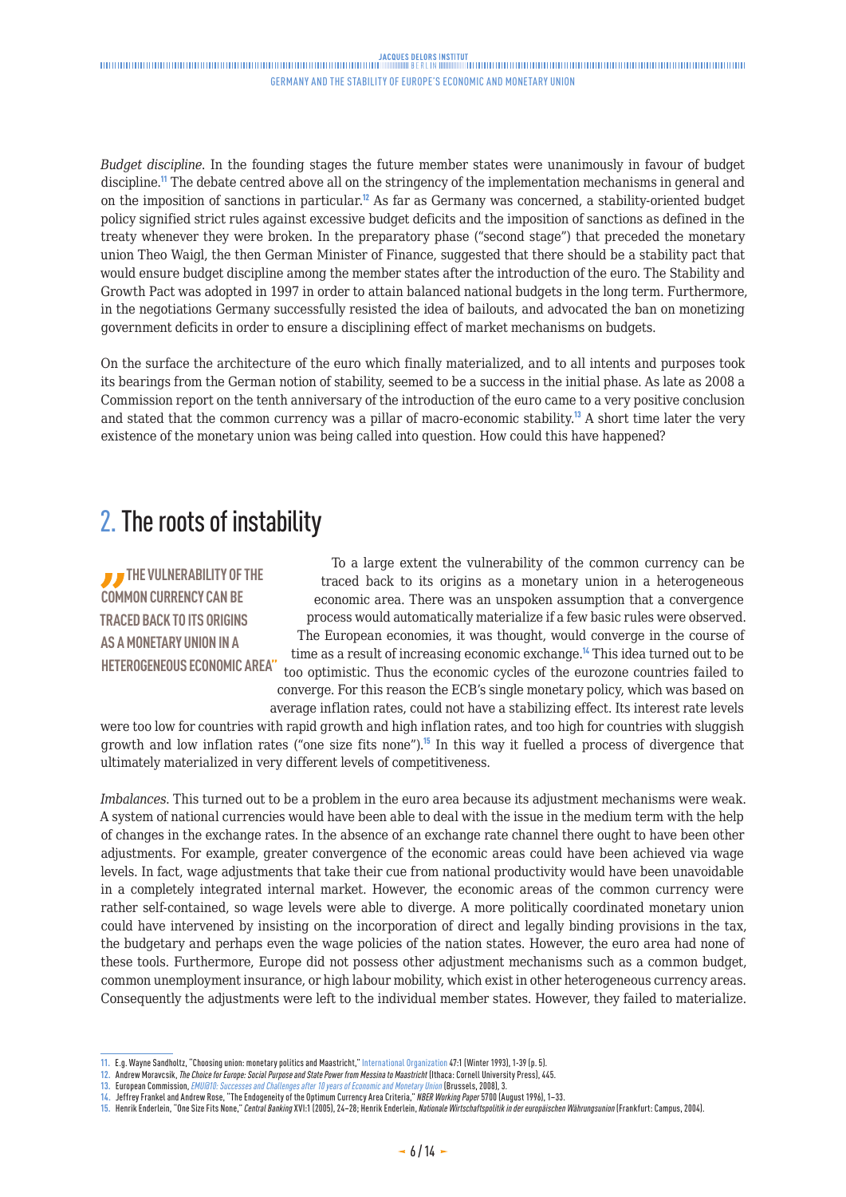*Budget discipline*. In the founding stages the future member states were unanimously in favour of budget discipline.[11] The debate centred above all on the stringency of the implementation mechanisms in general and on the imposition of sanctions in particular.[12] As far as Germany was concerned, a stability-oriented budget policy signified strict rules against excessive budget deficits and the imposition of sanctions as defined in the treaty whenever they were broken. In the preparatory phase ("second stage") that preceded the monetary union Theo Waigl, the then German Minister of Finance, suggested that there should be a stability pact that would ensure budget discipline among the member states after the introduction of the euro. The Stability and Growth Pact was adopted in 1997 in order to attain balanced national budgets in the long term. Furthermore, in the negotiations Germany successfully resisted the idea of bailouts, and advocated the ban on monetizing government deficits in order to ensure a disciplining effect of market mechanisms on budgets.

On the surface the architecture of the euro which finally materialized, and to all intents and purposes took its bearings from the German notion of stability, seemed to be a success in the initial phase. As late as 2008 a Commission report on the tenth anniversary of the introduction of the euro came to a very positive conclusion and stated that the common currency was a pillar of macro-economic stability.[13] A short time later the very existence of the monetary union was being called into question. How could this have happened?

## 2. The roots of instability

**"THE VULNERABILITY OF THE COMMON CURRENCY CAN BE TRACED BACK TO ITS ORIGINS AS A MONETARY UNION IN A HETEROGENEOUS ECONOMIC AREA"**

To a large extent the vulnerability of the common currency can be traced back to its origins as a monetary union in a heterogeneous economic area. There was an unspoken assumption that a convergence process would automatically materialize if a few basic rules were observed. The European economies, it was thought, would converge in the course of time as a result of increasing economic exchange.[14] This idea turned out to be too optimistic. Thus the economic cycles of the eurozone countries failed to converge. For this reason the ECB's single monetary policy, which was based on average inflation rates, could not have a stabilizing effect. Its interest rate levels were too low for countries with rapid growth and high inflation rates, and too high for countries with sluggish growth and low inflation rates ("one size fits none").[15] In this way it fuelled a process of divergence that ultimately materialized in very different levels of competitiveness.

*Imbalances*. This turned out to be a problem in the euro area because its adjustment mechanisms were weak. A system of national currencies would have been able to deal with the issue in the medium term with the help of changes in the exchange rates. In the absence of an exchange rate channel there ought to have been other adjustments. For example, greater convergence of the economic areas could have been achieved via wage levels. In fact, wage adjustments that take their cue from national productivity would have been unavoidable in a completely integrated internal market. However, the economic areas of the common currency were rather self-contained, so wage levels were able to diverge. A more politically coordinated monetary union could have intervened by insisting on the incorporation of direct and legally binding provisions in the tax, the budgetary and perhaps even the wage policies of the nation states. However, the euro area had none of these tools. Furthermore, Europe did not possess other adjustment mechanisms such as a common budget, common unemployment insurance, or high labour mobility, which exist in other heterogeneous currency areas. Consequently the adjustments were left to the individual member states. However, they failed to materialize.

---

11. E.g. Wayne Sandholtz, "Choosing union: monetary politics and Maastricht," International Organization 47:1 (Winter 1993), 1-39 (p. 5).
12. Andrew Moravcsik, *The Choice for Europe: Social Purpose and State Power from Messina to Maastricht* (Ithaca: Cornell University Press), 445.
13. European Commission, *EMU@10: Successes and Challenges after 10 years of Economic and Monetary Union* (Brussels, 2008), 3.
14. Jeffrey Frankel and Andrew Rose, "The Endogeneity of the Optimum Currency Area Criteria," *NBER Working Paper* 5700 (August 1996), 1–33.
15. Henrik Enderlein, "One Size Fits None," *Central Banking* XVI:1 (2005), 24–28; Henrik Enderlein, *Nationale Wirtschaftspolitik in der europäischen Währungsunion* (Frankfurt: Campus, 2004).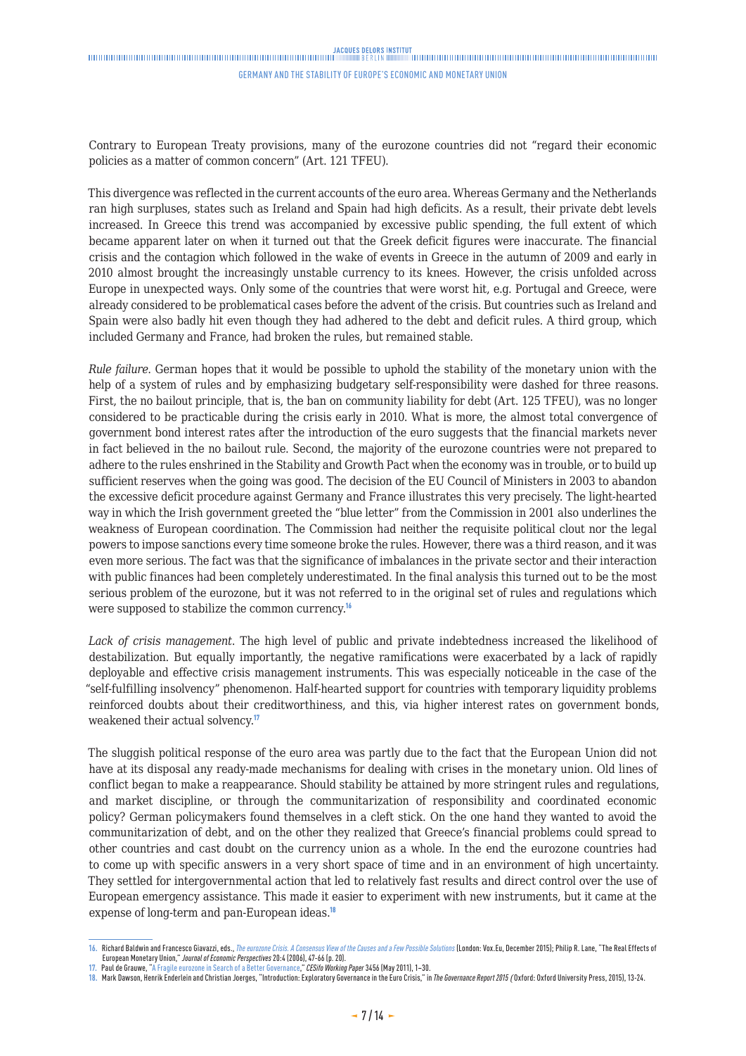Contrary to European Treaty provisions, many of the eurozone countries did not "regard their economic policies as a matter of common concern" (Art. 121 TFEU).

This divergence was reflected in the current accounts of the euro area. Whereas Germany and the Netherlands ran high surpluses, states such as Ireland and Spain had high deficits. As a result, their private debt levels increased. In Greece this trend was accompanied by excessive public spending, the full extent of which became apparent later on when it turned out that the Greek deficit figures were inaccurate. The financial crisis and the contagion which followed in the wake of events in Greece in the autumn of 2009 and early in 2010 almost brought the increasingly unstable currency to its knees. However, the crisis unfolded across Europe in unexpected ways. Only some of the countries that were worst hit, e.g. Portugal and Greece, were already considered to be problematical cases before the advent of the crisis. But countries such as Ireland and Spain were also badly hit even though they had adhered to the debt and deficit rules. A third group, which included Germany and France, had broken the rules, but remained stable.

*Rule failure*. German hopes that it would be possible to uphold the stability of the monetary union with the help of a system of rules and by emphasizing budgetary self-responsibility were dashed for three reasons. First, the no bailout principle, that is, the ban on community liability for debt (Art. 125 TFEU), was no longer considered to be practicable during the crisis early in 2010. What is more, the almost total convergence of government bond interest rates after the introduction of the euro suggests that the financial markets never in fact believed in the no bailout rule. Second, the majority of the eurozone countries were not prepared to adhere to the rules enshrined in the Stability and Growth Pact when the economy was in trouble, or to build up sufficient reserves when the going was good. The decision of the EU Council of Ministers in 2003 to abandon the excessive deficit procedure against Germany and France illustrates this very precisely. The light-hearted way in which the Irish government greeted the "blue letter" from the Commission in 2001 also underlines the weakness of European coordination. The Commission had neither the requisite political clout nor the legal powers to impose sanctions every time someone broke the rules. However, there was a third reason, and it was even more serious. The fact was that the significance of imbalances in the private sector and their interaction with public finances had been completely underestimated. In the final analysis this turned out to be the most serious problem of the eurozone, but it was not referred to in the original set of rules and regulations which were supposed to stabilize the common currency.[16]

*Lack of crisis management*. The high level of public and private indebtedness increased the likelihood of destabilization. But equally importantly, the negative ramifications were exacerbated by a lack of rapidly deployable and effective crisis management instruments. This was especially noticeable in the case of the "self-fulfilling insolvency" phenomenon. Half-hearted support for countries with temporary liquidity problems reinforced doubts about their creditworthiness, and this, via higher interest rates on government bonds, weakened their actual solvency.[17]

The sluggish political response of the euro area was partly due to the fact that the European Union did not have at its disposal any ready-made mechanisms for dealing with crises in the monetary union. Old lines of conflict began to make a reappearance. Should stability be attained by more stringent rules and regulations, and market discipline, or through the communitarization of responsibility and coordinated economic policy? German policymakers found themselves in a cleft stick. On the one hand they wanted to avoid the communitarization of debt, and on the other they realized that Greece's financial problems could spread to other countries and cast doubt on the currency union as a whole. In the end the eurozone countries had to come up with specific answers in a very short space of time and in an environment of high uncertainty. They settled for intergovernmental action that led to relatively fast results and direct control over the use of European emergency assistance. This made it easier to experiment with new instruments, but it came at the expense of long-term and pan-European ideas.[18]

---

16. Richard Baldwin and Francesco Giavazzi, eds., *The eurozone Crisis. A Consensus View of the Causes and a Few Possible Solutions* (London: Vox.Eu, December 2015); Philip R. Lane, "The Real Effects of European Monetary Union," *Journal of Economic Perspectives* 20:4 (2006), 47-66 (p. 20).
17. Paul de Grauwe, "A Fragile eurozone in Search of a Better Governance," *CESifo Working Paper* 3456 (May 2011), 1–30.
18. Mark Dawson, Henrik Enderlein and Christian Joerges, "Introduction: Exploratory Governance in the Euro Crisis," in *The Governance Report 2015* (Oxford: Oxford University Press, 2015), 13-24.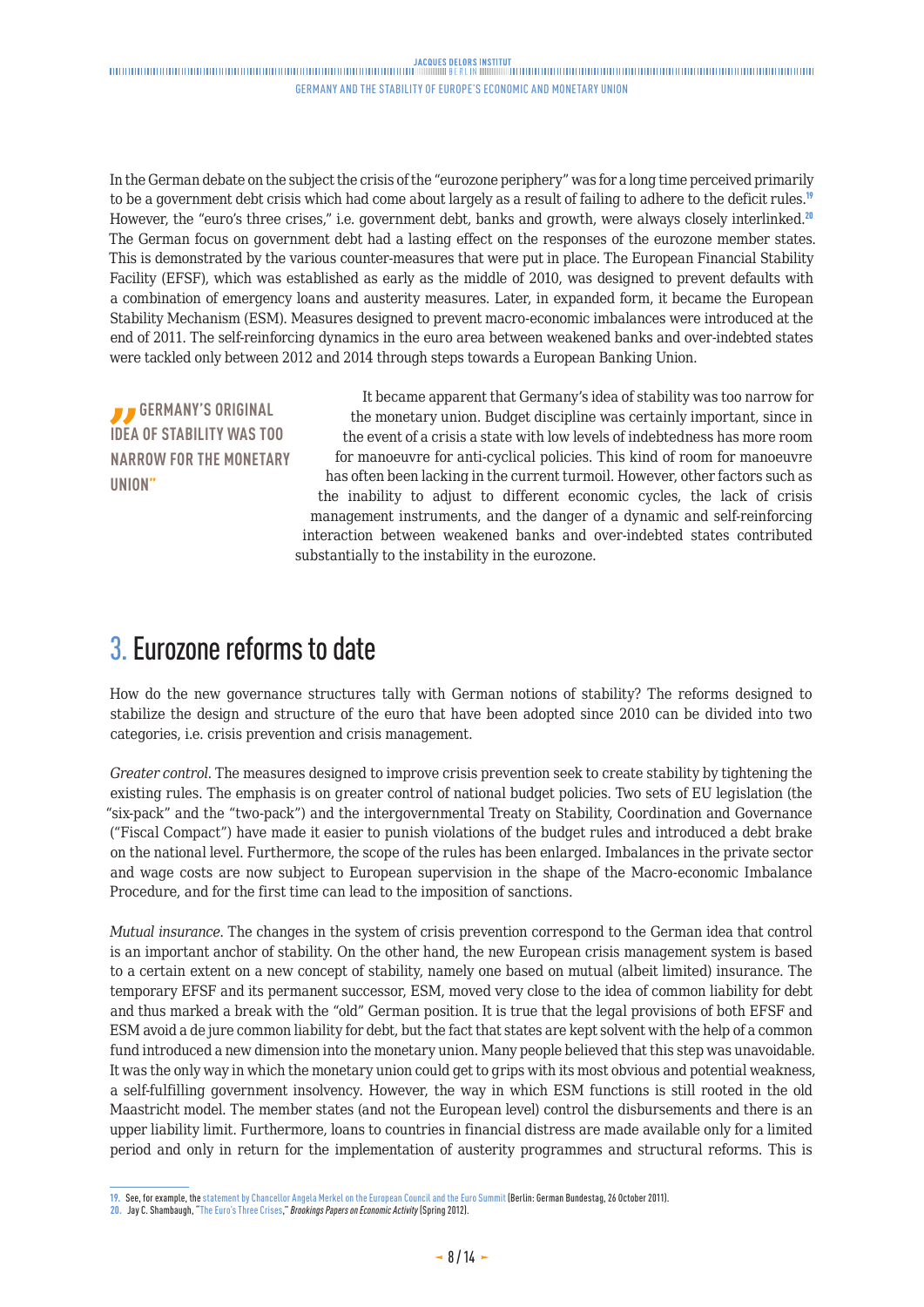In the German debate on the subject the crisis of the "eurozone periphery" was for a long time perceived primarily to be a government debt crisis which had come about largely as a result of failing to adhere to the deficit rules.[19] However, the "euro's three crises," i.e. government debt, banks and growth, were always closely interlinked.[20] The German focus on government debt had a lasting effect on the responses of the eurozone member states. This is demonstrated by the various counter-measures that were put in place. The European Financial Stability Facility (EFSF), which was established as early as the middle of 2010, was designed to prevent defaults with a combination of emergency loans and austerity measures. Later, in expanded form, it became the European Stability Mechanism (ESM). Measures designed to prevent macro-economic imbalances were introduced at the end of 2011. The self-reinforcing dynamics in the euro area between weakened banks and over-indebted states were tackled only between 2012 and 2014 through steps towards a European Banking Union.

> **"GERMANY'S ORIGINAL IDEA OF STABILITY WAS TOO NARROW FOR THE MONETARY UNION"**

It became apparent that Germany's idea of stability was too narrow for the monetary union. Budget discipline was certainly important, since in the event of a crisis a state with low levels of indebtedness has more room for manoeuvre for anti-cyclical policies. This kind of room for manoeuvre has often been lacking in the current turmoil. However, other factors such as the inability to adjust to different economic cycles, the lack of crisis management instruments, and the danger of a dynamic and self-reinforcing interaction between weakened banks and over-indebted states contributed substantially to the instability in the eurozone.

## 3. Eurozone reforms to date

How do the new governance structures tally with German notions of stability? The reforms designed to stabilize the design and structure of the euro that have been adopted since 2010 can be divided into two categories, i.e. crisis prevention and crisis management.

*Greater control*. The measures designed to improve crisis prevention seek to create stability by tightening the existing rules. The emphasis is on greater control of national budget policies. Two sets of EU legislation (the "six-pack" and the "two-pack") and the intergovernmental Treaty on Stability, Coordination and Governance ("Fiscal Compact") have made it easier to punish violations of the budget rules and introduced a debt brake on the national level. Furthermore, the scope of the rules has been enlarged. Imbalances in the private sector and wage costs are now subject to European supervision in the shape of the Macro-economic Imbalance Procedure, and for the first time can lead to the imposition of sanctions.

*Mutual insurance*. The changes in the system of crisis prevention correspond to the German idea that control is an important anchor of stability. On the other hand, the new European crisis management system is based to a certain extent on a new concept of stability, namely one based on mutual (albeit limited) insurance. The temporary EFSF and its permanent successor, ESM, moved very close to the idea of common liability for debt and thus marked a break with the "old" German position. It is true that the legal provisions of both EFSF and ESM avoid a de jure common liability for debt, but the fact that states are kept solvent with the help of a common fund introduced a new dimension into the monetary union. Many people believed that this step was unavoidable. It was the only way in which the monetary union could get to grips with its most obvious and potential weakness, a self-fulfilling government insolvency. However, the way in which ESM functions is still rooted in the old Maastricht model. The member states (and not the European level) control the disbursements and there is an upper liability limit. Furthermore, loans to countries in financial distress are made available only for a limited period and only in return for the implementation of austerity programmes and structural reforms. This is

19. See, for example, the statement by Chancellor Angela Merkel on the European Council and the Euro Summit (Berlin: German Bundestag, 26 October 2011).
20. Jay C. Shambaugh, "The Euro's Three Crises," *Brookings Papers on Economic Activity* (Spring 2012).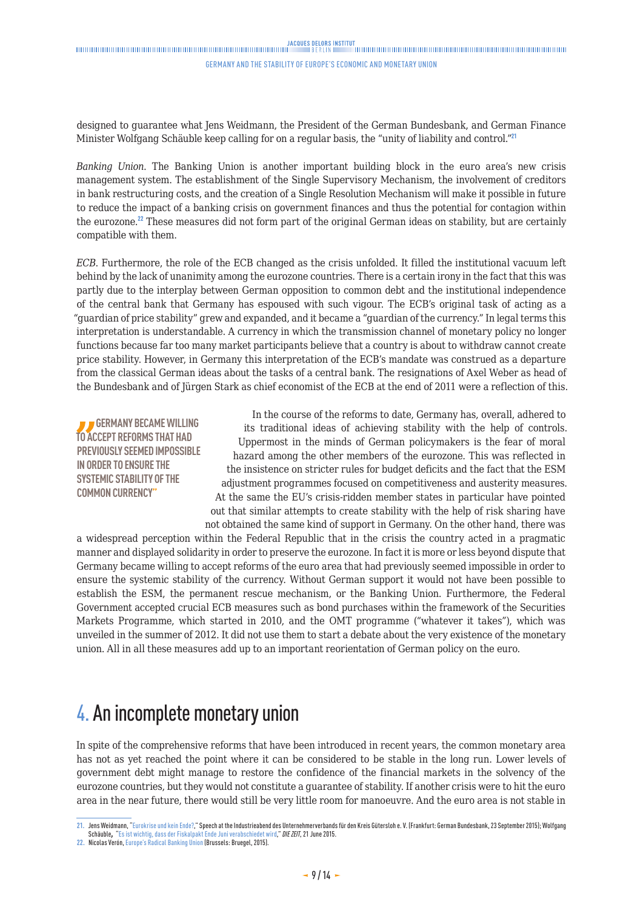designed to guarantee what Jens Weidmann, the President of the German Bundesbank, and German Finance Minister Wolfgang Schäuble keep calling for on a regular basis, the "unity of liability and control."[21]

*Banking Union*. The Banking Union is another important building block in the euro area's new crisis management system. The establishment of the Single Supervisory Mechanism, the involvement of creditors in bank restructuring costs, and the creation of a Single Resolution Mechanism will make it possible in future to reduce the impact of a banking crisis on government finances and thus the potential for contagion within the eurozone.[22] These measures did not form part of the original German ideas on stability, but are certainly compatible with them.

*ECB*. Furthermore, the role of the ECB changed as the crisis unfolded. It filled the institutional vacuum left behind by the lack of unanimity among the eurozone countries. There is a certain irony in the fact that this was partly due to the interplay between German opposition to common debt and the institutional independence of the central bank that Germany has espoused with such vigour. The ECB's original task of acting as a "guardian of price stability" grew and expanded, and it became a "guardian of the currency." In legal terms this interpretation is understandable. A currency in which the transmission channel of monetary policy no longer functions because far too many market participants believe that a country is about to withdraw cannot create price stability. However, in Germany this interpretation of the ECB's mandate was construed as a departure from the classical German ideas about the tasks of a central bank. The resignations of Axel Weber as head of the Bundesbank and of Jürgen Stark as chief economist of the ECB at the end of 2011 were a reflection of this.

> **"GERMANY BECAME WILLING TO ACCEPT REFORMS THAT HAD PREVIOUSLY SEEMED IMPOSSIBLE IN ORDER TO ENSURE THE SYSTEMIC STABILITY OF THE COMMON CURRENCY"**

In the course of the reforms to date, Germany has, overall, adhered to its traditional ideas of achieving stability with the help of controls. Uppermost in the minds of German policymakers is the fear of moral hazard among the other members of the eurozone. This was reflected in the insistence on stricter rules for budget deficits and the fact that the ESM adjustment programmes focused on competitiveness and austerity measures. At the same the EU's crisis-ridden member states in particular have pointed out that similar attempts to create stability with the help of risk sharing have not obtained the same kind of support in Germany. On the other hand, there was a widespread perception within the Federal Republic that in the crisis the country acted in a pragmatic manner and displayed solidarity in order to preserve the eurozone. In fact it is more or less beyond dispute that Germany became willing to accept reforms of the euro area that had previously seemed impossible in order to ensure the systemic stability of the currency. Without German support it would not have been possible to establish the ESM, the permanent rescue mechanism, or the Banking Union. Furthermore, the Federal Government accepted crucial ECB measures such as bond purchases within the framework of the Securities Markets Programme, which started in 2010, and the OMT programme ("whatever it takes"), which was unveiled in the summer of 2012. It did not use them to start a debate about the very existence of the monetary union. All in all these measures add up to an important reorientation of German policy on the euro.

# 4. An incomplete monetary union

In spite of the comprehensive reforms that have been introduced in recent years, the common monetary area has not as yet reached the point where it can be considered to be stable in the long run. Lower levels of government debt might manage to restore the confidence of the financial markets in the solvency of the eurozone countries, but they would not constitute a guarantee of stability. If another crisis were to hit the euro area in the near future, there would still be very little room for manoeuvre. And the euro area is not stable in

---

21. Jens Weidmann, "Eurokrise und kein Ende?," Speech at the Industrieabend des Unternehmerverbands für den Kreis Gütersloh e. V. (Frankfurt: German Bundesbank, 23 September 2015); Wolfgang Schäuble, "Es ist wichtig, dass der Fiskalpakt Ende Juni verabschiedet wird," *DIE ZEIT*, 21 June 2015.
22. Nicolas Verón, Europe's Radical Banking Union (Brussels: Bruegel, 2015).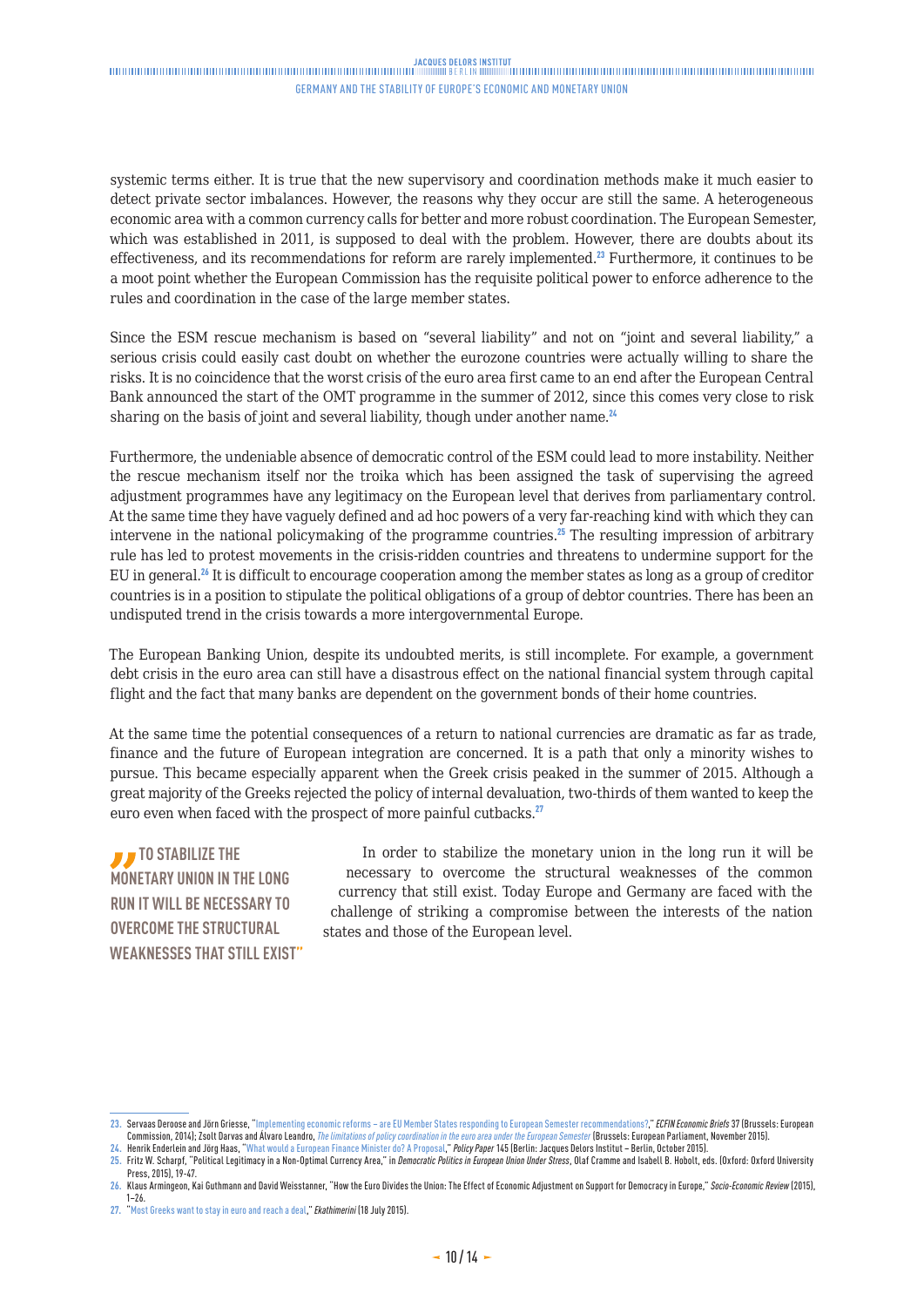systemic terms either. It is true that the new supervisory and coordination methods make it much easier to detect private sector imbalances. However, the reasons why they occur are still the same. A heterogeneous economic area with a common currency calls for better and more robust coordination. The European Semester, which was established in 2011, is supposed to deal with the problem. However, there are doubts about its effectiveness, and its recommendations for reform are rarely implemented.[23] Furthermore, it continues to be a moot point whether the European Commission has the requisite political power to enforce adherence to the rules and coordination in the case of the large member states.

Since the ESM rescue mechanism is based on "several liability" and not on "joint and several liability," a serious crisis could easily cast doubt on whether the eurozone countries were actually willing to share the risks. It is no coincidence that the worst crisis of the euro area first came to an end after the European Central Bank announced the start of the OMT programme in the summer of 2012, since this comes very close to risk sharing on the basis of joint and several liability, though under another name.[24]

Furthermore, the undeniable absence of democratic control of the ESM could lead to more instability. Neither the rescue mechanism itself nor the troika which has been assigned the task of supervising the agreed adjustment programmes have any legitimacy on the European level that derives from parliamentary control. At the same time they have vaguely defined and ad hoc powers of a very far-reaching kind with which they can intervene in the national policymaking of the programme countries.[25] The resulting impression of arbitrary rule has led to protest movements in the crisis-ridden countries and threatens to undermine support for the EU in general.[26] It is difficult to encourage cooperation among the member states as long as a group of creditor countries is in a position to stipulate the political obligations of a group of debtor countries. There has been an undisputed trend in the crisis towards a more intergovernmental Europe.

The European Banking Union, despite its undoubted merits, is still incomplete. For example, a government debt crisis in the euro area can still have a disastrous effect on the national financial system through capital flight and the fact that many banks are dependent on the government bonds of their home countries.

At the same time the potential consequences of a return to national currencies are dramatic as far as trade, finance and the future of European integration are concerned. It is a path that only a minority wishes to pursue. This became especially apparent when the Greek crisis peaked in the summer of 2015. Although a great majority of the Greeks rejected the policy of internal devaluation, two-thirds of them wanted to keep the euro even when faced with the prospect of more painful cutbacks.[27]

> **"TO STABILIZE THE MONETARY UNION IN THE LONG RUN IT WILL BE NECESSARY TO OVERCOME THE STRUCTURAL WEAKNESSES THAT STILL EXIST"**

In order to stabilize the monetary union in the long run it will be necessary to overcome the structural weaknesses of the common currency that still exist. Today Europe and Germany are faced with the challenge of striking a compromise between the interests of the nation states and those of the European level.

---

23. Servaas Deroose and Jörn Griesse, "Implementing economic reforms – are EU Member States responding to European Semester recommendations?," *ECFIN Economic Briefs* 37 (Brussels: European Commission, 2014); Zsolt Darvas and Álvaro Leandro, *The limitations of policy coordination in the euro area under the European Semester* (Brussels: European Parliament, November 2015).
24. Henrik Enderlein and Jörg Haas, "What would a European Finance Minister do? A Proposal," *Policy Paper* 145 (Berlin: Jacques Delors Institut – Berlin, October 2015).
25. Fritz W. Scharpf, "Political Legitimacy in a Non-Optimal Currency Area," in *Democratic Politics in European Union Under Stress*, Olaf Cramme and Isabell B. Hobolt, eds. (Oxford: Oxford University Press, 2015), 19-47.
26. Klaus Armingeon, Kai Guthmann and David Weisstanner, "How the Euro Divides the Union: The Effect of Economic Adjustment on Support for Democracy in Europe," *Socio-Economic Review* (2015), 1–26.
27. "Most Greeks want to stay in euro and reach a deal," *Ekathimerini* (18 July 2015).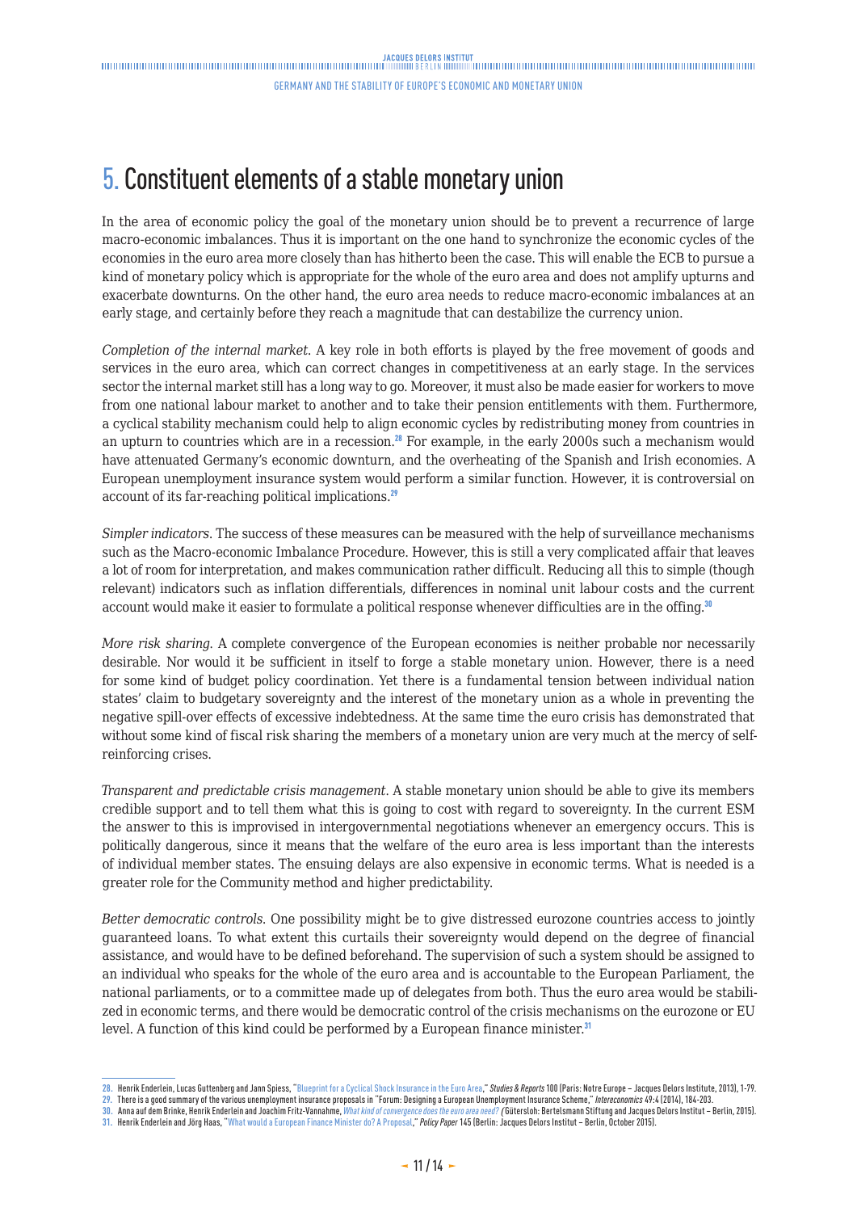# 5. Constituent elements of a stable monetary union

In the area of economic policy the goal of the monetary union should be to prevent a recurrence of large macro-economic imbalances. Thus it is important on the one hand to synchronize the economic cycles of the economies in the euro area more closely than has hitherto been the case. This will enable the ECB to pursue a kind of monetary policy which is appropriate for the whole of the euro area and does not amplify upturns and exacerbate downturns. On the other hand, the euro area needs to reduce macro-economic imbalances at an early stage, and certainly before they reach a magnitude that can destabilize the currency union.

*Completion of the internal market.* A key role in both efforts is played by the free movement of goods and services in the euro area, which can correct changes in competitiveness at an early stage. In the services sector the internal market still has a long way to go. Moreover, it must also be made easier for workers to move from one national labour market to another and to take their pension entitlements with them. Furthermore, a cyclical stability mechanism could help to align economic cycles by redistributing money from countries in an upturn to countries which are in a recession.[28] For example, in the early 2000s such a mechanism would have attenuated Germany's economic downturn, and the overheating of the Spanish and Irish economies. A European unemployment insurance system would perform a similar function. However, it is controversial on account of its far-reaching political implications.[29]

*Simpler indicators.* The success of these measures can be measured with the help of surveillance mechanisms such as the Macro-economic Imbalance Procedure. However, this is still a very complicated affair that leaves a lot of room for interpretation, and makes communication rather difficult. Reducing all this to simple (though relevant) indicators such as inflation differentials, differences in nominal unit labour costs and the current account would make it easier to formulate a political response whenever difficulties are in the offing.[30]

*More risk sharing.* A complete convergence of the European economies is neither probable nor necessarily desirable. Nor would it be sufficient in itself to forge a stable monetary union. However, there is a need for some kind of budget policy coordination. Yet there is a fundamental tension between individual nation states' claim to budgetary sovereignty and the interest of the monetary union as a whole in preventing the negative spill-over effects of excessive indebtedness. At the same time the euro crisis has demonstrated that without some kind of fiscal risk sharing the members of a monetary union are very much at the mercy of self-reinforcing crises.

*Transparent and predictable crisis management.* A stable monetary union should be able to give its members credible support and to tell them what this is going to cost with regard to sovereignty. In the current ESM the answer to this is improvised in intergovernmental negotiations whenever an emergency occurs. This is politically dangerous, since it means that the welfare of the euro area is less important than the interests of individual member states. The ensuing delays are also expensive in economic terms. What is needed is a greater role for the Community method and higher predictability.

*Better democratic controls.* One possibility might be to give distressed eurozone countries access to jointly guaranteed loans. To what extent this curtails their sovereignty would depend on the degree of financial assistance, and would have to be defined beforehand. The supervision of such a system should be assigned to an individual who speaks for the whole of the euro area and is accountable to the European Parliament, the national parliaments, or to a committee made up of delegates from both. Thus the euro area would be stabilized in economic terms, and there would be democratic control of the crisis mechanisms on the eurozone or EU level. A function of this kind could be performed by a European finance minister.[31]

---

28. Henrik Enderlein, Lucas Guttenberg and Jann Spiess, "Blueprint for a Cyclical Shock Insurance in the Euro Area," *Studies & Reports* 100 (Paris: Notre Europe – Jacques Delors Institute, 2013), 1-79.
29. There is a good summary of the various unemployment insurance proposals in "Forum: Designing a European Unemployment Insurance Scheme," *Intereconomics* 49:4 (2014), 184-203.
30. Anna auf dem Brinke, Henrik Enderlein and Joachim Fritz-Vannahme, *What kind of convergence does the euro area need?* (Gütersloh: Bertelsmann Stiftung and Jacques Delors Institut – Berlin, 2015).
31. Henrik Enderlein and Jörg Haas, "What would a European Finance Minister do? A Proposal," *Policy Paper* 145 (Berlin: Jacques Delors Institut – Berlin, October 2015).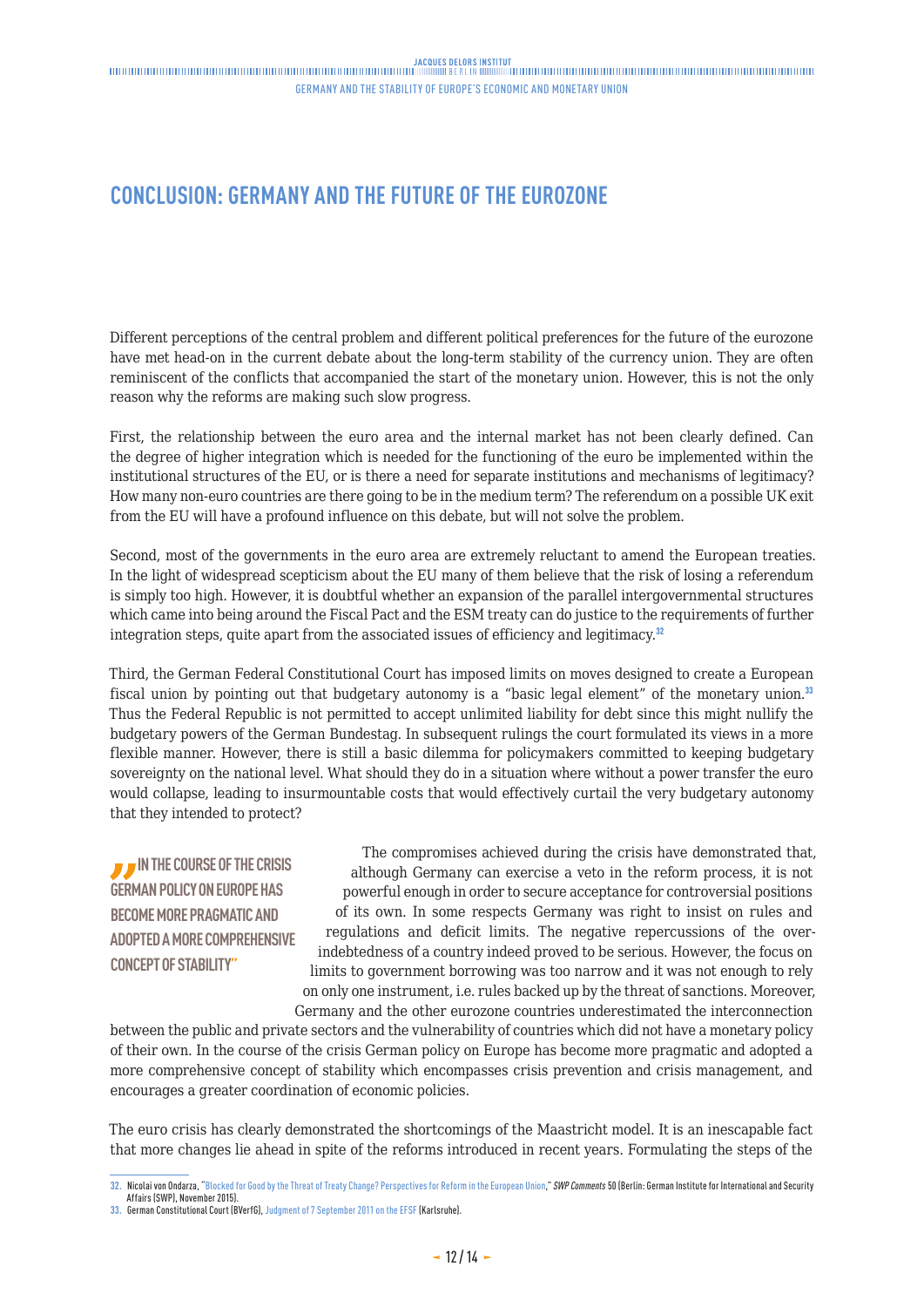# CONCLUSION: GERMANY AND THE FUTURE OF THE EUROZONE

Different perceptions of the central problem and different political preferences for the future of the eurozone have met head-on in the current debate about the long-term stability of the currency union. They are often reminiscent of the conflicts that accompanied the start of the monetary union. However, this is not the only reason why the reforms are making such slow progress.

First, the relationship between the euro area and the internal market has not been clearly defined. Can the degree of higher integration which is needed for the functioning of the euro be implemented within the institutional structures of the EU, or is there a need for separate institutions and mechanisms of legitimacy? How many non-euro countries are there going to be in the medium term? The referendum on a possible UK exit from the EU will have a profound influence on this debate, but will not solve the problem.

Second, most of the governments in the euro area are extremely reluctant to amend the European treaties. In the light of widespread scepticism about the EU many of them believe that the risk of losing a referendum is simply too high. However, it is doubtful whether an expansion of the parallel intergovernmental structures which came into being around the Fiscal Pact and the ESM treaty can do justice to the requirements of further integration steps, quite apart from the associated issues of efficiency and legitimacy.[32]

Third, the German Federal Constitutional Court has imposed limits on moves designed to create a European fiscal union by pointing out that budgetary autonomy is a "basic legal element" of the monetary union.[33] Thus the Federal Republic is not permitted to accept unlimited liability for debt since this might nullify the budgetary powers of the German Bundestag. In subsequent rulings the court formulated its views in a more flexible manner. However, there is still a basic dilemma for policymakers committed to keeping budgetary sovereignty on the national level. What should they do in a situation where without a power transfer the euro would collapse, leading to insurmountable costs that would effectively curtail the very budgetary autonomy that they intended to protect?

> **"IN THE COURSE OF THE CRISIS GERMAN POLICY ON EUROPE HAS BECOME MORE PRAGMATIC AND ADOPTED A MORE COMPREHENSIVE CONCEPT OF STABILITY"**

The compromises achieved during the crisis have demonstrated that, although Germany can exercise a veto in the reform process, it is not powerful enough in order to secure acceptance for controversial positions of its own. In some respects Germany was right to insist on rules and regulations and deficit limits. The negative repercussions of the over-indebtedness of a country indeed proved to be serious. However, the focus on limits to government borrowing was too narrow and it was not enough to rely on only one instrument, i.e. rules backed up by the threat of sanctions. Moreover, Germany and the other eurozone countries underestimated the interconnection between the public and private sectors and the vulnerability of countries which did not have a monetary policy of their own. In the course of the crisis German policy on Europe has become more pragmatic and adopted a more comprehensive concept of stability which encompasses crisis prevention and crisis management, and encourages a greater coordination of economic policies.

The euro crisis has clearly demonstrated the shortcomings of the Maastricht model. It is an inescapable fact that more changes lie ahead in spite of the reforms introduced in recent years. Formulating the steps of the

---

32. Nicolai von Ondarza, "Blocked for Good by the Threat of Treaty Change? Perspectives for Reform in the European Union," *SWP Comments* 50 (Berlin: German Institute for International and Security Affairs (SWP), November 2015).
33. German Constitutional Court (BVerfG), Judgment of 7 September 2011 on the EFSF (Karlsruhe).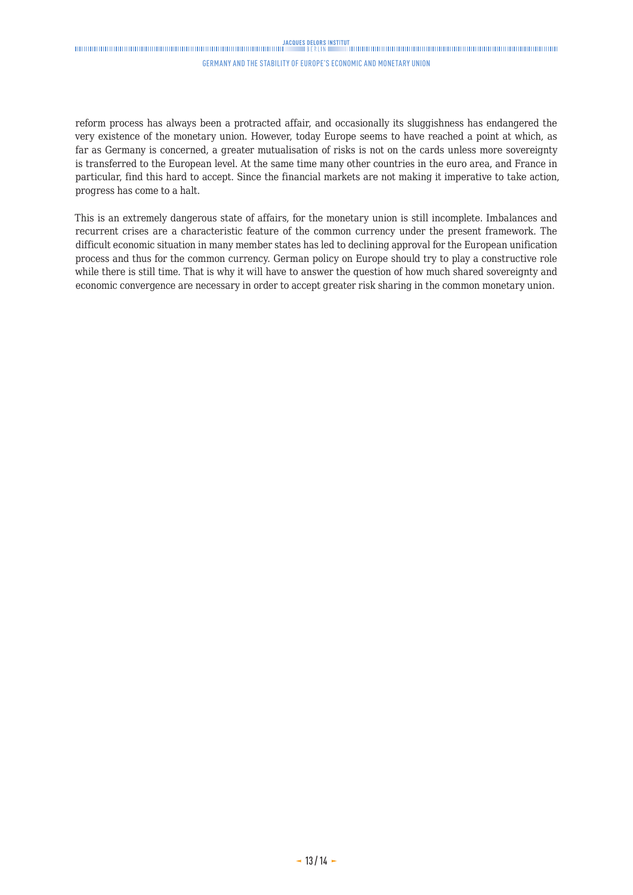reform process has always been a protracted affair, and occasionally its sluggishness has endangered the very existence of the monetary union. However, today Europe seems to have reached a point at which, as far as Germany is concerned, a greater mutualisation of risks is not on the cards unless more sovereignty is transferred to the European level. At the same time many other countries in the euro area, and France in particular, find this hard to accept. Since the financial markets are not making it imperative to take action, progress has come to a halt.

This is an extremely dangerous state of affairs, for the monetary union is still incomplete. Imbalances and recurrent crises are a characteristic feature of the common currency under the present framework. The difficult economic situation in many member states has led to declining approval for the European unification process and thus for the common currency. German policy on Europe should try to play a constructive role while there is still time. That is why it will have to answer the question of how much shared sovereignty and economic convergence are necessary in order to accept greater risk sharing in the common monetary union.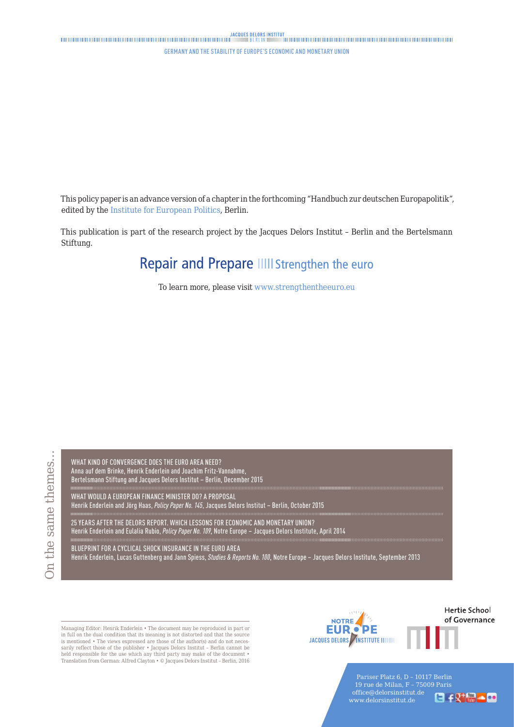This policy paper is an advance version of a chapter in the forthcoming "Handbuch zur deutschen Europapolitik", edited by the Institute for European Politics, Berlin.

This publication is part of the research project by the Jacques Delors Institut – Berlin and the Bertelsmann Stiftung.

## Repair and Prepare Strengthen the euro

To learn more, please visit www.strengthentheeuro.eu

On the same themes…

WHAT KIND OF CONVERGENCE DOES THE EURO AREA NEED?
Anna auf dem Brinke, Henrik Enderlein and Joachim Fritz-Vannahme, Bertelsmann Stiftung and Jacques Delors Institut – Berlin, December 2015

WHAT WOULD A EUROPEAN FINANCE MINISTER DO? A PROPOSAL
Henrik Enderlein and Jörg Haas, *Policy Paper No. 145*, Jacques Delors Institut – Berlin, October 2015

25 YEARS AFTER THE DELORS REPORT. WHICH LESSONS FOR ECONOMIC AND MONETARY UNION?
Henrik Enderlein and Eulalia Rubio, *Policy Paper No. 109*, Notre Europe – Jacques Delors Institute, April 2014

BLUEPRINT FOR A CYCLICAL SHOCK INSURANCE IN THE EURO AREA
Henrik Enderlein, Lucas Guttenberg and Jann Spiess, *Studies & Reports No. 100*, Notre Europe – Jacques Delors Institute, September 2013

Managing Editor: Henrik Enderlein • The document may be reproduced in part or in full on the dual condition that its meaning is not distorted and that the source is mentioned • The views expressed are those of the author(s) and do not necessarily reflect those of the publisher • Jacques Delors Institut – Berlin cannot be held responsible for the use which any third party may make of the document • Translation from German: Alfred Clayton • © Jacques Delors Institut - Berlin, 2016

Pariser Platz 6, D – 10117 Berlin
19 rue de Milan, F – 75009 Paris
office@delorsinstitut.de
www.delorsinstitut.de